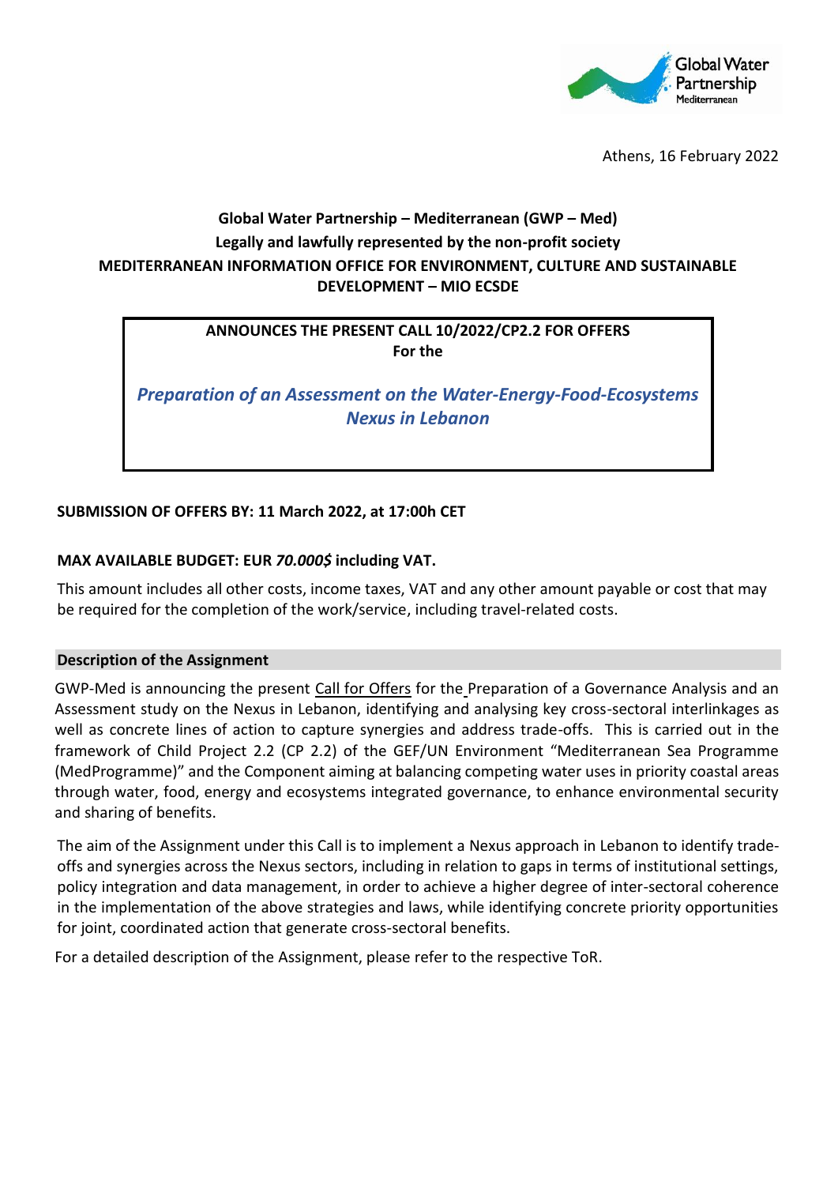Athens, 16 February 2022

**Global Water Partnership – Mediterranean (GWP – Med)**
**Legally and lawfully represented by the non-profit society**
**MEDITERRANEAN INFORMATION OFFICE FOR ENVIRONMENT, CULTURE AND SUSTAINABLE DEVELOPMENT – MIO ECSDE**

**ANNOUNCES THE PRESENT CALL 10/2022/CP2.2 FOR OFFERS**
**For the**

***Preparation of an Assessment on the Water-Energy-Food-Ecosystems Nexus in Lebanon***

**SUBMISSION OF OFFERS BY: 11 March 2022, at 17:00h CET**

**MAX AVAILABLE BUDGET: EUR *70.000$* including VAT.**

This amount includes all other costs, income taxes, VAT and any other amount payable or cost that may be required for the completion of the work/service, including travel-related costs.

## Description of the Assignment

GWP-Med is announcing the present Call for Offers for the Preparation of a Governance Analysis and an Assessment study on the Nexus in Lebanon, identifying and analysing key cross-sectoral interlinkages as well as concrete lines of action to capture synergies and address trade-offs. This is carried out in the framework of Child Project 2.2 (CP 2.2) of the GEF/UN Environment "Mediterranean Sea Programme (MedProgramme)" and the Component aiming at balancing competing water uses in priority coastal areas through water, food, energy and ecosystems integrated governance, to enhance environmental security and sharing of benefits.

The aim of the Assignment under this Call is to implement a Nexus approach in Lebanon to identify trade-offs and synergies across the Nexus sectors, including in relation to gaps in terms of institutional settings, policy integration and data management, in order to achieve a higher degree of inter-sectoral coherence in the implementation of the above strategies and laws, while identifying concrete priority opportunities for joint, coordinated action that generate cross-sectoral benefits.

For a detailed description of the Assignment, please refer to the respective ToR.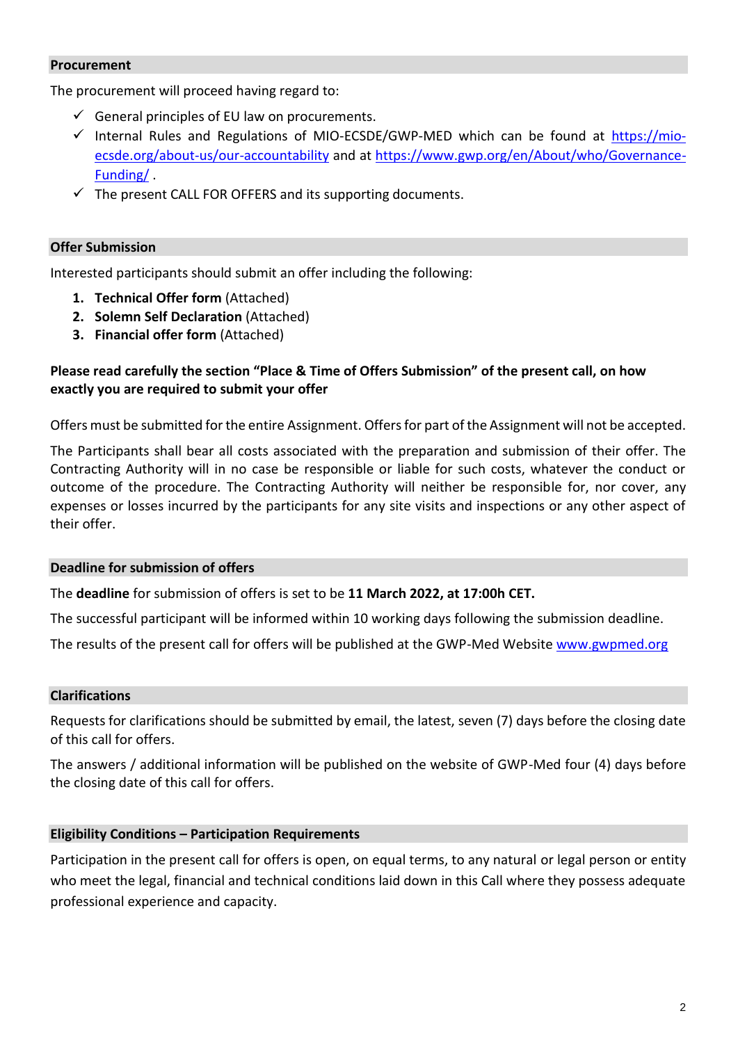## Procurement

The procurement will proceed having regard to:

- ✓ General principles of EU law on procurements.
- ✓ Internal Rules and Regulations of MIO-ECSDE/GWP-MED which can be found at [https://mio-ecsde.org/about-us/our-accountability](https://mio-ecsde.org/about-us/our-accountability) and at [https://www.gwp.org/en/About/who/Governance-Funding/](https://www.gwp.org/en/About/who/Governance-Funding/) .
- ✓ The present CALL FOR OFFERS and its supporting documents.

## Offer Submission

Interested participants should submit an offer including the following:

1. **Technical Offer form** (Attached)
2. **Solemn Self Declaration** (Attached)
3. **Financial offer form** (Attached)

**Please read carefully the section "Place & Time of Offers Submission" of the present call, on how exactly you are required to submit your offer**

Offers must be submitted for the entire Assignment. Offers for part of the Assignment will not be accepted.

The Participants shall bear all costs associated with the preparation and submission of their offer. The Contracting Authority will in no case be responsible or liable for such costs, whatever the conduct or outcome of the procedure. The Contracting Authority will neither be responsible for, nor cover, any expenses or losses incurred by the participants for any site visits and inspections or any other aspect of their offer.

## Deadline for submission of offers

The **deadline** for submission of offers is set to be **11 March 2022, at 17:00h CET.**

The successful participant will be informed within 10 working days following the submission deadline.

The results of the present call for offers will be published at the GWP-Med Website [www.gwpmed.org](http://www.gwpmed.org)

## Clarifications

Requests for clarifications should be submitted by email, the latest, seven (7) days before the closing date of this call for offers.

The answers / additional information will be published on the website of GWP-Med four (4) days before the closing date of this call for offers.

## Eligibility Conditions – Participation Requirements

Participation in the present call for offers is open, on equal terms, to any natural or legal person or entity who meet the legal, financial and technical conditions laid down in this Call where they possess adequate professional experience and capacity.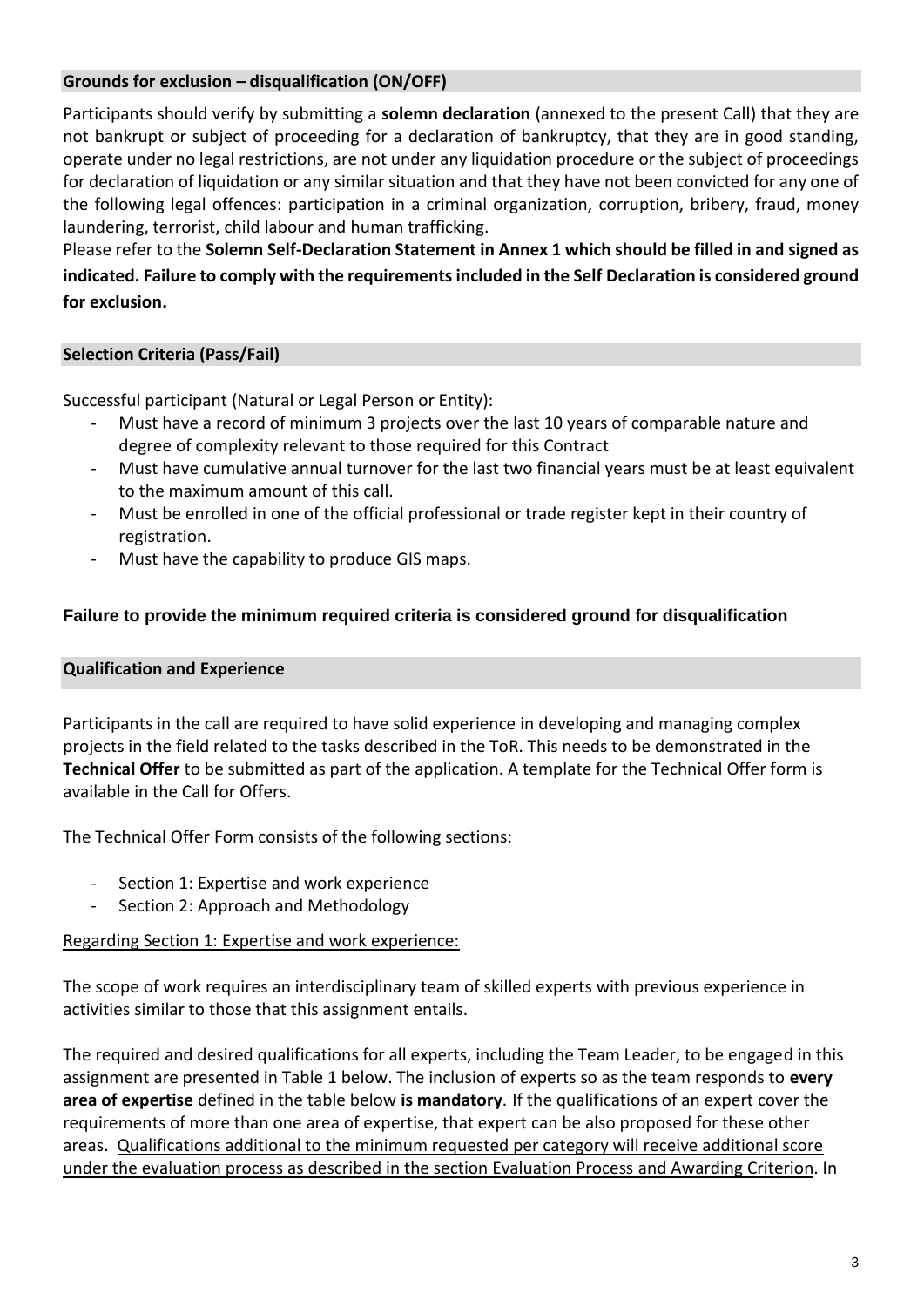## Grounds for exclusion – disqualification (ON/OFF)

Participants should verify by submitting a **solemn declaration** (annexed to the present Call) that they are not bankrupt or subject of proceeding for a declaration of bankruptcy, that they are in good standing, operate under no legal restrictions, are not under any liquidation procedure or the subject of proceedings for declaration of liquidation or any similar situation and that they have not been convicted for any one of the following legal offences: participation in a criminal organization, corruption, bribery, fraud, money laundering, terrorist, child labour and human trafficking.

Please refer to the **Solemn Self-Declaration Statement in Annex 1 which should be filled in and signed as indicated. Failure to comply with the requirements included in the Self Declaration is considered ground for exclusion.**

## Selection Criteria (Pass/Fail)

Successful participant (Natural or Legal Person or Entity):

- Must have a record of minimum 3 projects over the last 10 years of comparable nature and degree of complexity relevant to those required for this Contract
- Must have cumulative annual turnover for the last two financial years must be at least equivalent to the maximum amount of this call.
- Must be enrolled in one of the official professional or trade register kept in their country of registration.
- Must have the capability to produce GIS maps.

**Failure to provide the minimum required criteria is considered ground for disqualification**

## Qualification and Experience

Participants in the call are required to have solid experience in developing and managing complex projects in the field related to the tasks described in the ToR. This needs to be demonstrated in the **Technical Offer** to be submitted as part of the application. A template for the Technical Offer form is available in the Call for Offers.

The Technical Offer Form consists of the following sections:

- Section 1: Expertise and work experience
- Section 2: Approach and Methodology

<u>Regarding Section 1: Expertise and work experience:</u>

The scope of work requires an interdisciplinary team of skilled experts with previous experience in activities similar to those that this assignment entails.

The required and desired qualifications for all experts, including the Team Leader, to be engaged in this assignment are presented in Table 1 below. The inclusion of experts so as the team responds to **every area of expertise** defined in the table below **is mandatory**. If the qualifications of an expert cover the requirements of more than one area of expertise, that expert can be also proposed for these other areas. <u>Qualifications additional to the minimum requested per category will receive additional score under the evaluation process as described in the section Evaluation Process and Awarding Criterion</u>. In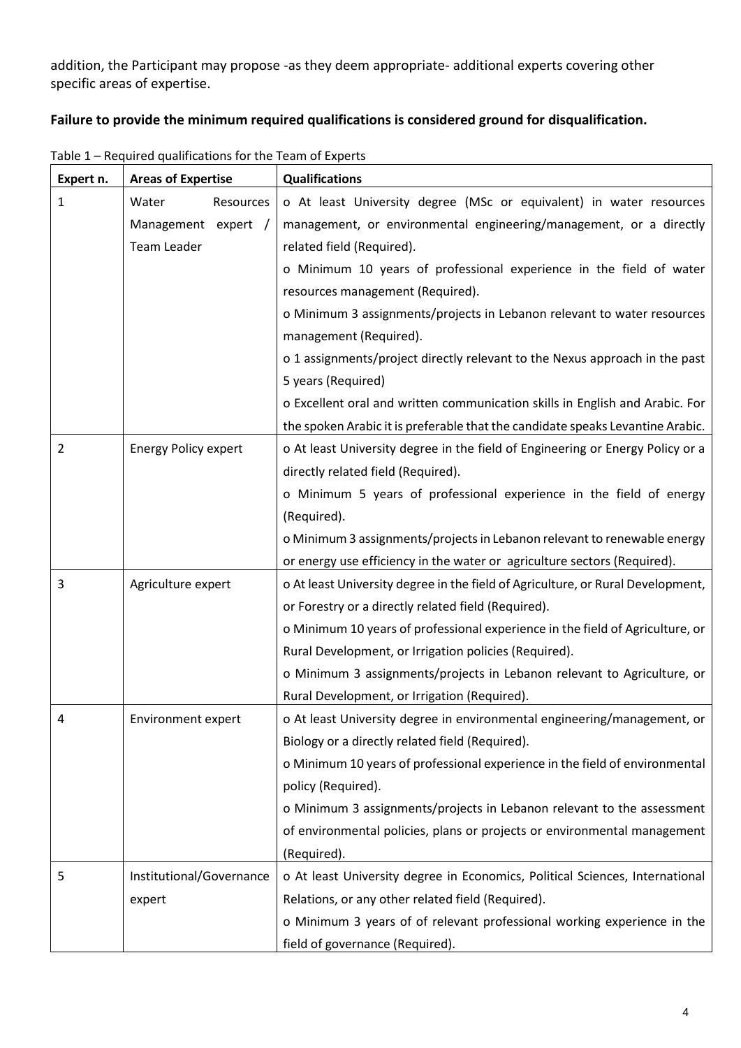addition, the Participant may propose -as they deem appropriate- additional experts covering other specific areas of expertise.

**Failure to provide the minimum required qualifications is considered ground for disqualification.**

Table 1 – Required qualifications for the Team of Experts

| Expert n. | Areas of Expertise | Qualifications |
|---|---|---|
| 1 | Water Resources Management expert / Team Leader | o At least University degree (MSc or equivalent) in water resources management, or environmental engineering/management, or a directly related field (Required).<br>o Minimum 10 years of professional experience in the field of water resources management (Required).<br>o Minimum 3 assignments/projects in Lebanon relevant to water resources management (Required).<br>o 1 assignments/project directly relevant to the Nexus approach in the past 5 years (Required)<br>o Excellent oral and written communication skills in English and Arabic. For the spoken Arabic it is preferable that the candidate speaks Levantine Arabic. |
| 2 | Energy Policy expert | o At least University degree in the field of Engineering or Energy Policy or a directly related field (Required).<br>o Minimum 5 years of professional experience in the field of energy (Required).<br>o Minimum 3 assignments/projects in Lebanon relevant to renewable energy or energy use efficiency in the water or agriculture sectors (Required). |
| 3 | Agriculture expert | o At least University degree in the field of Agriculture, or Rural Development, or Forestry or a directly related field (Required).<br>o Minimum 10 years of professional experience in the field of Agriculture, or Rural Development, or Irrigation policies (Required).<br>o Minimum 3 assignments/projects in Lebanon relevant to Agriculture, or Rural Development, or Irrigation (Required). |
| 4 | Environment expert | o At least University degree in environmental engineering/management, or Biology or a directly related field (Required).<br>o Minimum 10 years of professional experience in the field of environmental policy (Required).<br>o Minimum 3 assignments/projects in Lebanon relevant to the assessment of environmental policies, plans or projects or environmental management (Required). |
| 5 | Institutional/Governance expert | o At least University degree in Economics, Political Sciences, International Relations, or any other related field (Required).<br>o Minimum 3 years of of relevant professional working experience in the field of governance (Required). |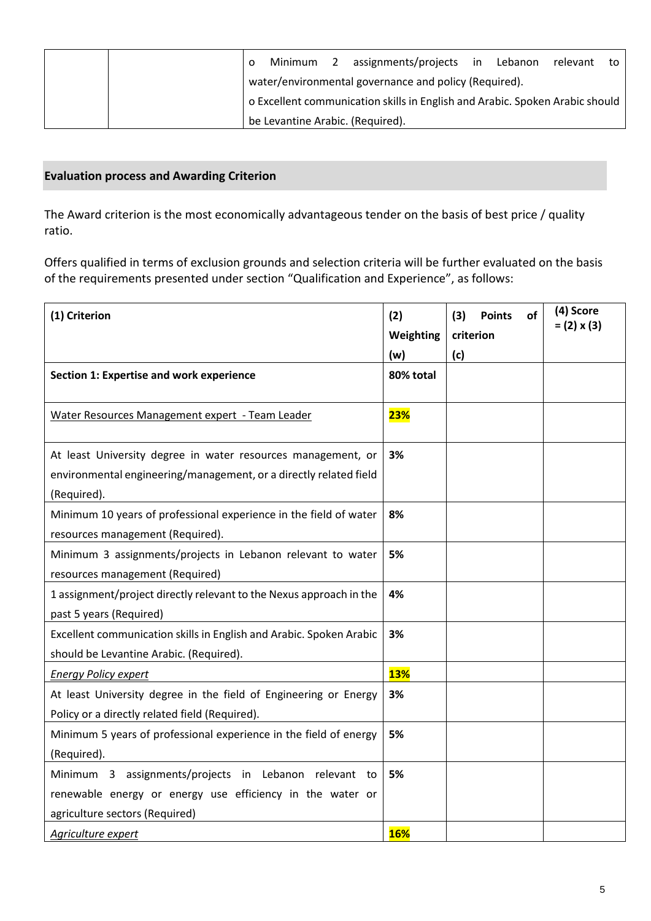| | | o Minimum 2 assignments/projects in Lebanon relevant to water/environmental governance and policy (Required). |
|---|---|---|
| | | o Excellent communication skills in English and Arabic. Spoken Arabic should be Levantine Arabic. (Required). |

## Evaluation process and Awarding Criterion

The Award criterion is the most economically advantageous tender on the basis of best price / quality ratio.

Offers qualified in terms of exclusion grounds and selection criteria will be further evaluated on the basis of the requirements presented under section "Qualification and Experience", as follows:

| (1) Criterion | (2) Weighting (w) | (3) Points of criterion (c) | (4) Score = (2) x (3) |
|---|---|---|---|
| **Section 1: Expertise and work experience** | **80% total** | | |
| Water Resources Management expert - Team Leader | **23%** | | |
| At least University degree in water resources management, or environmental engineering/management, or a directly related field (Required). | **3%** | | |
| Minimum 10 years of professional experience in the field of water resources management (Required). | **8%** | | |
| Minimum 3 assignments/projects in Lebanon relevant to water resources management (Required) | **5%** | | |
| 1 assignment/project directly relevant to the Nexus approach in the past 5 years (Required) | **4%** | | |
| Excellent communication skills in English and Arabic. Spoken Arabic should be Levantine Arabic. (Required). | **3%** | | |
| *Energy Policy expert* | **13%** | | |
| At least University degree in the field of Engineering or Energy Policy or a directly related field (Required). | **3%** | | |
| Minimum 5 years of professional experience in the field of energy (Required). | **5%** | | |
| Minimum 3 assignments/projects in Lebanon relevant to renewable energy or energy use efficiency in the water or agriculture sectors (Required) | **5%** | | |
| *Agriculture expert* | **16%** | | |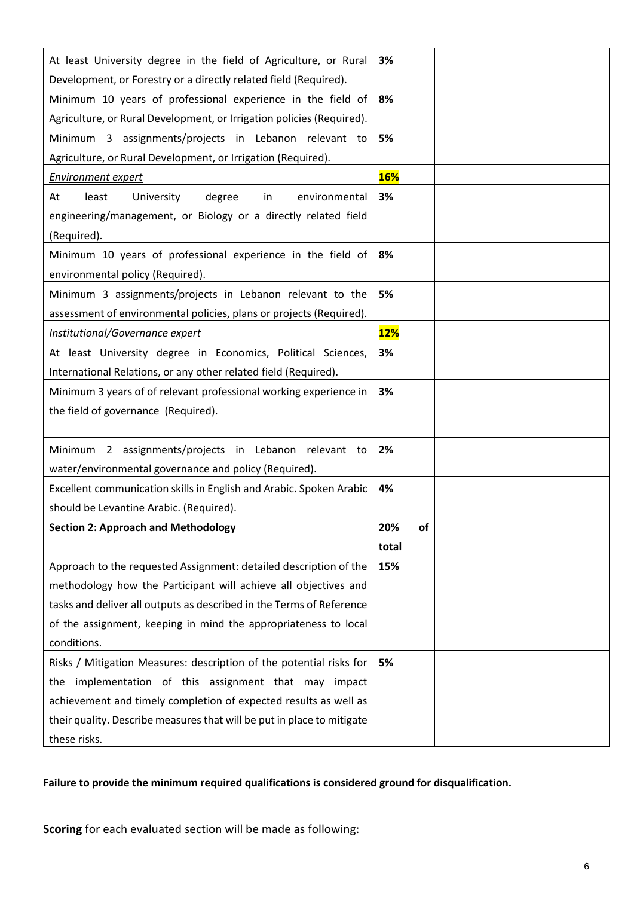| | | | |
|---|---|---|---|
| At least University degree in the field of Agriculture, or Rural Development, or Forestry or a directly related field (Required). | **3%** | | |
| Minimum 10 years of professional experience in the field of Agriculture, or Rural Development, or Irrigation policies (Required). | **8%** | | |
| Minimum 3 assignments/projects in Lebanon relevant to Agriculture, or Rural Development, or Irrigation (Required). | **5%** | | |
| *Environment expert* | **16%** | | |
| At least University degree in environmental engineering/management, or Biology or a directly related field (Required). | **3%** | | |
| Minimum 10 years of professional experience in the field of environmental policy (Required). | **8%** | | |
| Minimum 3 assignments/projects in Lebanon relevant to the assessment of environmental policies, plans or projects (Required). | **5%** | | |
| *Institutional/Governance expert* | **12%** | | |
| At least University degree in Economics, Political Sciences, International Relations, or any other related field (Required). | **3%** | | |
| Minimum 3 years of of relevant professional working experience in the field of governance (Required). | **3%** | | |
| Minimum 2 assignments/projects in Lebanon relevant to water/environmental governance and policy (Required). | **2%** | | |
| Excellent communication skills in English and Arabic. Spoken Arabic should be Levantine Arabic. (Required). | **4%** | | |
| **Section 2: Approach and Methodology** | **20% of total** | | |
| Approach to the requested Assignment: detailed description of the methodology how the Participant will achieve all objectives and tasks and deliver all outputs as described in the Terms of Reference of the assignment, keeping in mind the appropriateness to local conditions. | **15%** | | |
| Risks / Mitigation Measures: description of the potential risks for the implementation of this assignment that may impact achievement and timely completion of expected results as well as their quality. Describe measures that will be put in place to mitigate these risks. | **5%** | | |

**Failure to provide the minimum required qualifications is considered ground for disqualification.**

**Scoring** for each evaluated section will be made as following: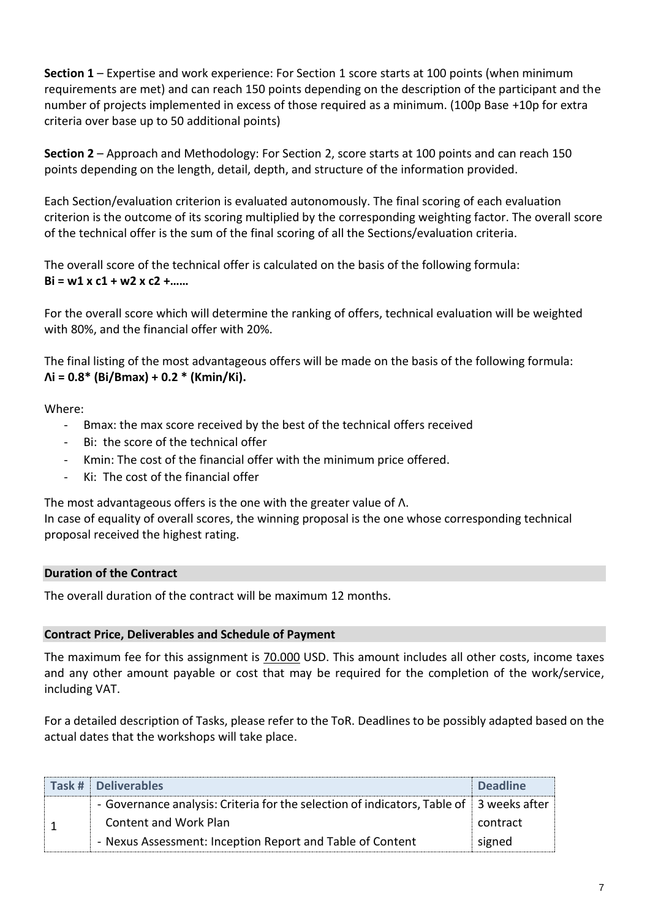**Section 1** – Expertise and work experience: For Section 1 score starts at 100 points (when minimum requirements are met) and can reach 150 points depending on the description of the participant and the number of projects implemented in excess of those required as a minimum. (100p Base +10p for extra criteria over base up to 50 additional points)

**Section 2** – Approach and Methodology: For Section 2, score starts at 100 points and can reach 150 points depending on the length, detail, depth, and structure of the information provided.

Each Section/evaluation criterion is evaluated autonomously. The final scoring of each evaluation criterion is the outcome of its scoring multiplied by the corresponding weighting factor. The overall score of the technical offer is the sum of the final scoring of all the Sections/evaluation criteria.

The overall score of the technical offer is calculated on the basis of the following formula:
**$B_i = w_1 \times c_1 + w_2 \times c_2 + \ldots\ldots$**

For the overall score which will determine the ranking of offers, technical evaluation will be weighted with 80%, and the financial offer with 20%.

The final listing of the most advantageous offers will be made on the basis of the following formula:
**$\Lambda_i = 0.8 * (B_i/B_{max}) + 0.2 * (K_{min}/K_i)$.**

Where:

- Bmax: the max score received by the best of the technical offers received
- Bi: the score of the technical offer
- Kmin: The cost of the financial offer with the minimum price offered.
- Ki: The cost of the financial offer

The most advantageous offers is the one with the greater value of Λ.
In case of equality of overall scores, the winning proposal is the one whose corresponding technical proposal received the highest rating.

## Duration of the Contract

The overall duration of the contract will be maximum 12 months.

## Contract Price, Deliverables and Schedule of Payment

The maximum fee for this assignment is 70.000 USD. This amount includes all other costs, income taxes and any other amount payable or cost that may be required for the completion of the work/service, including VAT.

For a detailed description of Tasks, please refer to the ToR. Deadlines to be possibly adapted based on the actual dates that the workshops will take place.

| Task # | Deliverables | Deadline |
| --- | --- | --- |
| 1 | - Governance analysis: Criteria for the selection of indicators, Table of Content and Work Plan<br>- Nexus Assessment: Inception Report and Table of Content | 3 weeks after contract signed |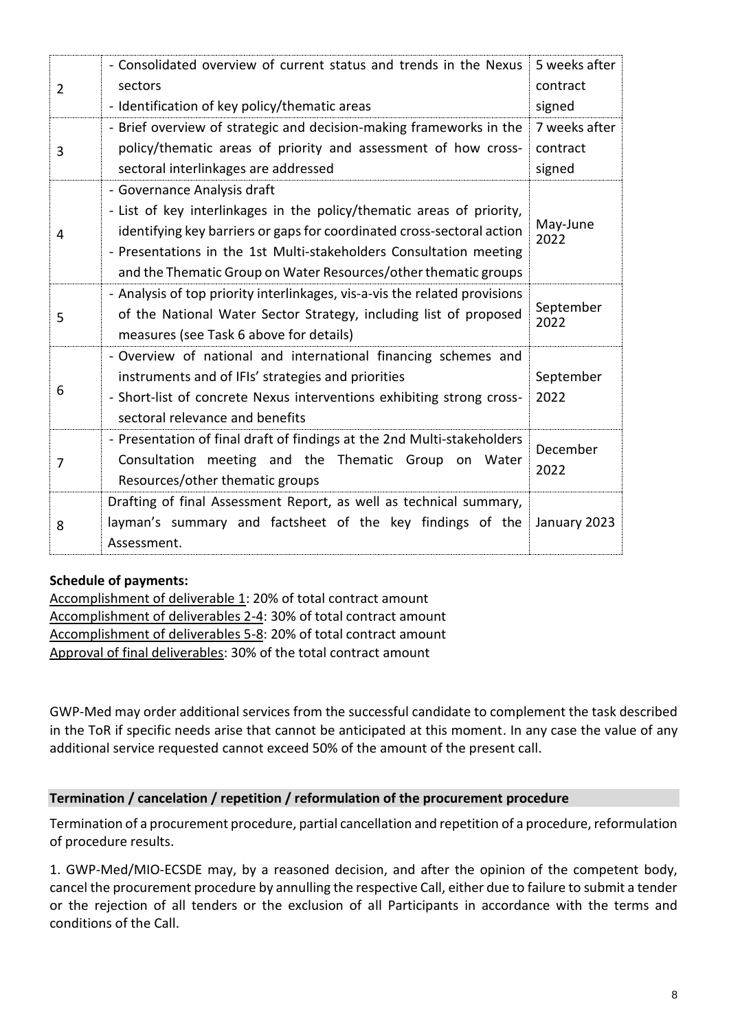| | | |
|---|---|---|
| 2 | - Consolidated overview of current status and trends in the Nexus sectors<br>- Identification of key policy/thematic areas | 5 weeks after contract signed |
| 3 | - Brief overview of strategic and decision-making frameworks in the policy/thematic areas of priority and assessment of how cross-sectoral interlinkages are addressed | 7 weeks after contract signed |
| 4 | - Governance Analysis draft<br>- List of key interlinkages in the policy/thematic areas of priority, identifying key barriers or gaps for coordinated cross-sectoral action<br>- Presentations in the 1st Multi-stakeholders Consultation meeting and the Thematic Group on Water Resources/other thematic groups | May-June 2022 |
| 5 | - Analysis of top priority interlinkages, vis-a-vis the related provisions of the National Water Sector Strategy, including list of proposed measures (see Task 6 above for details) | September 2022 |
| 6 | - Overview of national and international financing schemes and instruments and of IFIs' strategies and priorities<br>- Short-list of concrete Nexus interventions exhibiting strong cross-sectoral relevance and benefits | September 2022 |
| 7 | - Presentation of final draft of findings at the 2nd Multi-stakeholders Consultation meeting and the Thematic Group on Water Resources/other thematic groups | December 2022 |
| 8 | Drafting of final Assessment Report, as well as technical summary, layman's summary and factsheet of the key findings of the Assessment. | January 2023 |

**Schedule of payments:**

Accomplishment of deliverable 1: 20% of total contract amount
Accomplishment of deliverables 2-4: 30% of total contract amount
Accomplishment of deliverables 5-8: 20% of total contract amount
Approval of final deliverables: 30% of the total contract amount

GWP-Med may order additional services from the successful candidate to complement the task described in the ToR if specific needs arise that cannot be anticipated at this moment. In any case the value of any additional service requested cannot exceed 50% of the amount of the present call.

## Termination / cancelation / repetition / reformulation of the procurement procedure

Termination of a procurement procedure, partial cancellation and repetition of a procedure, reformulation of procedure results.

1. GWP-Med/MIO-ECSDE may, by a reasoned decision, and after the opinion of the competent body, cancel the procurement procedure by annulling the respective Call, either due to failure to submit a tender or the rejection of all tenders or the exclusion of all Participants in accordance with the terms and conditions of the Call.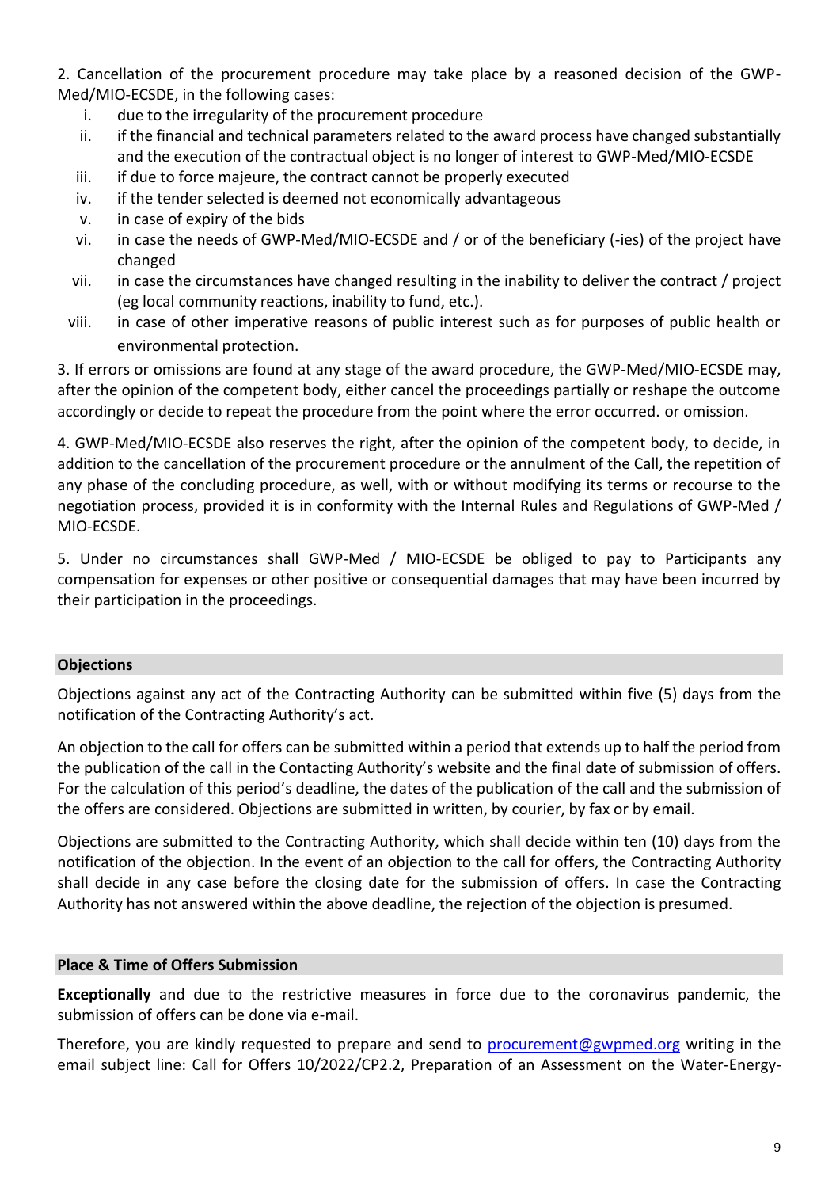2. Cancellation of the procurement procedure may take place by a reasoned decision of the GWP-Med/MIO-ECSDE, in the following cases:

i. due to the irregularity of the procurement procedure
ii. if the financial and technical parameters related to the award process have changed substantially and the execution of the contractual object is no longer of interest to GWP-Med/MIO-ECSDE
iii. if due to force majeure, the contract cannot be properly executed
iv. if the tender selected is deemed not economically advantageous
v. in case of expiry of the bids
vi. in case the needs of GWP-Med/MIO-ECSDE and / or of the beneficiary (-ies) of the project have changed
vii. in case the circumstances have changed resulting in the inability to deliver the contract / project (eg local community reactions, inability to fund, etc.).
viii. in case of other imperative reasons of public interest such as for purposes of public health or environmental protection.

3. If errors or omissions are found at any stage of the award procedure, the GWP-Med/MIO-ECSDE may, after the opinion of the competent body, either cancel the proceedings partially or reshape the outcome accordingly or decide to repeat the procedure from the point where the error occurred. or omission.

4. GWP-Med/MIO-ECSDE also reserves the right, after the opinion of the competent body, to decide, in addition to the cancellation of the procurement procedure or the annulment of the Call, the repetition of any phase of the concluding procedure, as well, with or without modifying its terms or recourse to the negotiation process, provided it is in conformity with the Internal Rules and Regulations of GWP-Med / MIO-ECSDE.

5. Under no circumstances shall GWP-Med / MIO-ECSDE be obliged to pay to Participants any compensation for expenses or other positive or consequential damages that may have been incurred by their participation in the proceedings.

## Objections

Objections against any act of the Contracting Authority can be submitted within five (5) days from the notification of the Contracting Authority's act.

An objection to the call for offers can be submitted within a period that extends up to half the period from the publication of the call in the Contacting Authority's website and the final date of submission of offers. For the calculation of this period's deadline, the dates of the publication of the call and the submission of the offers are considered. Objections are submitted in written, by courier, by fax or by email.

Objections are submitted to the Contracting Authority, which shall decide within ten (10) days from the notification of the objection. In the event of an objection to the call for offers, the Contracting Authority shall decide in any case before the closing date for the submission of offers. In case the Contracting Authority has not answered within the above deadline, the rejection of the objection is presumed.

## Place & Time of Offers Submission

**Exceptionally** and due to the restrictive measures in force due to the coronavirus pandemic, the submission of offers can be done via e-mail.

Therefore, you are kindly requested to prepare and send to procurement@gwpmed.org writing in the email subject line: Call for Offers 10/2022/CP2.2, Preparation of an Assessment on the Water-Energy-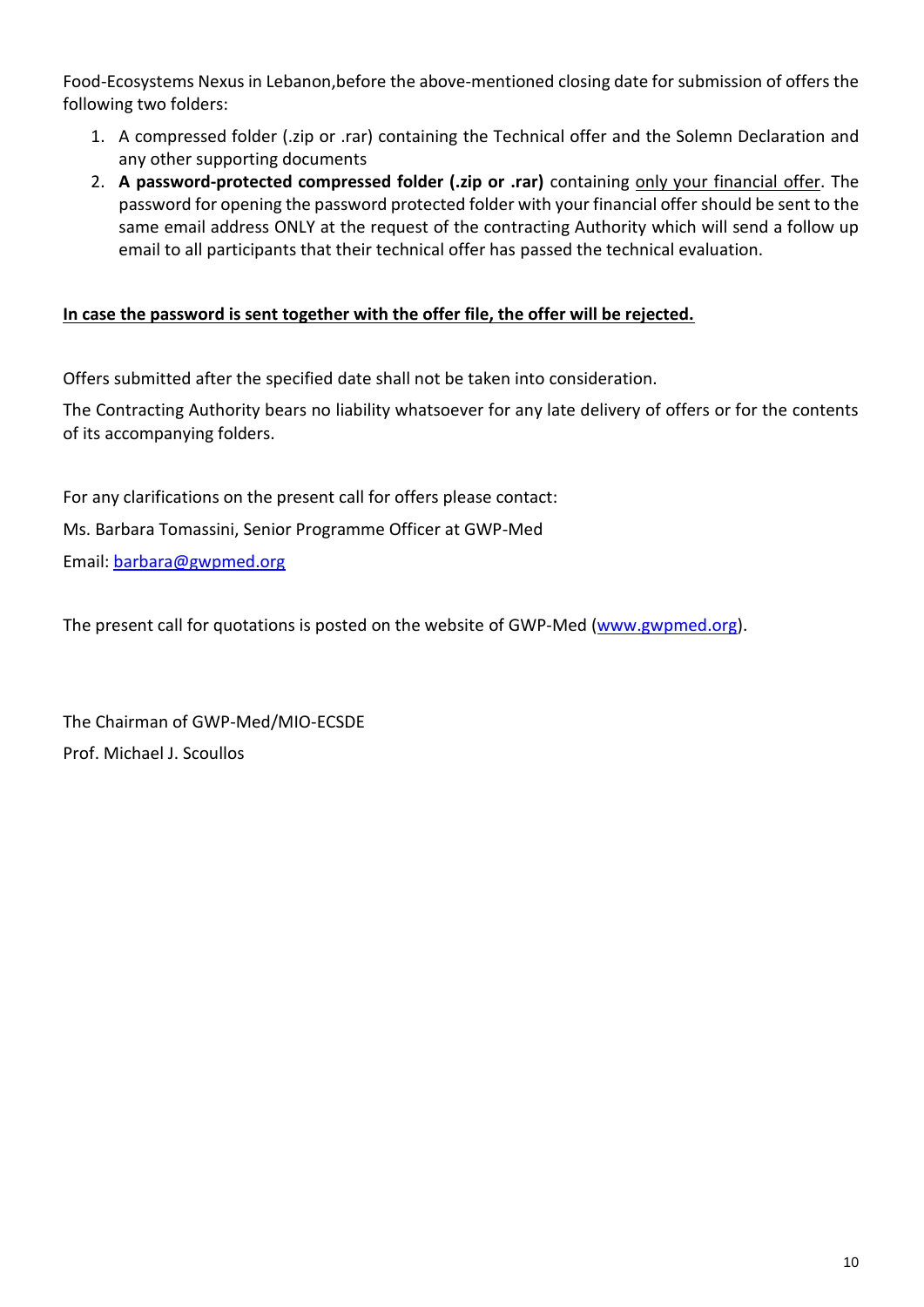Food-Ecosystems Nexus in Lebanon,before the above-mentioned closing date for submission of offers the following two folders:

1. A compressed folder (.zip or .rar) containing the Technical offer and the Solemn Declaration and any other supporting documents
2. **A password-protected compressed folder (.zip or .rar)** containing only your financial offer. The password for opening the password protected folder with your financial offer should be sent to the same email address ONLY at the request of the contracting Authority which will send a follow up email to all participants that their technical offer has passed the technical evaluation.

**In case the password is sent together with the offer file, the offer will be rejected.**

Offers submitted after the specified date shall not be taken into consideration.

The Contracting Authority bears no liability whatsoever for any late delivery of offers or for the contents of its accompanying folders.

For any clarifications on the present call for offers please contact:

Ms. Barbara Tomassini, Senior Programme Officer at GWP-Med

Email: barbara@gwpmed.org

The present call for quotations is posted on the website of GWP-Med (www.gwpmed.org).

The Chairman of GWP-Med/MIO-ECSDE

Prof. Michael J. Scoullos